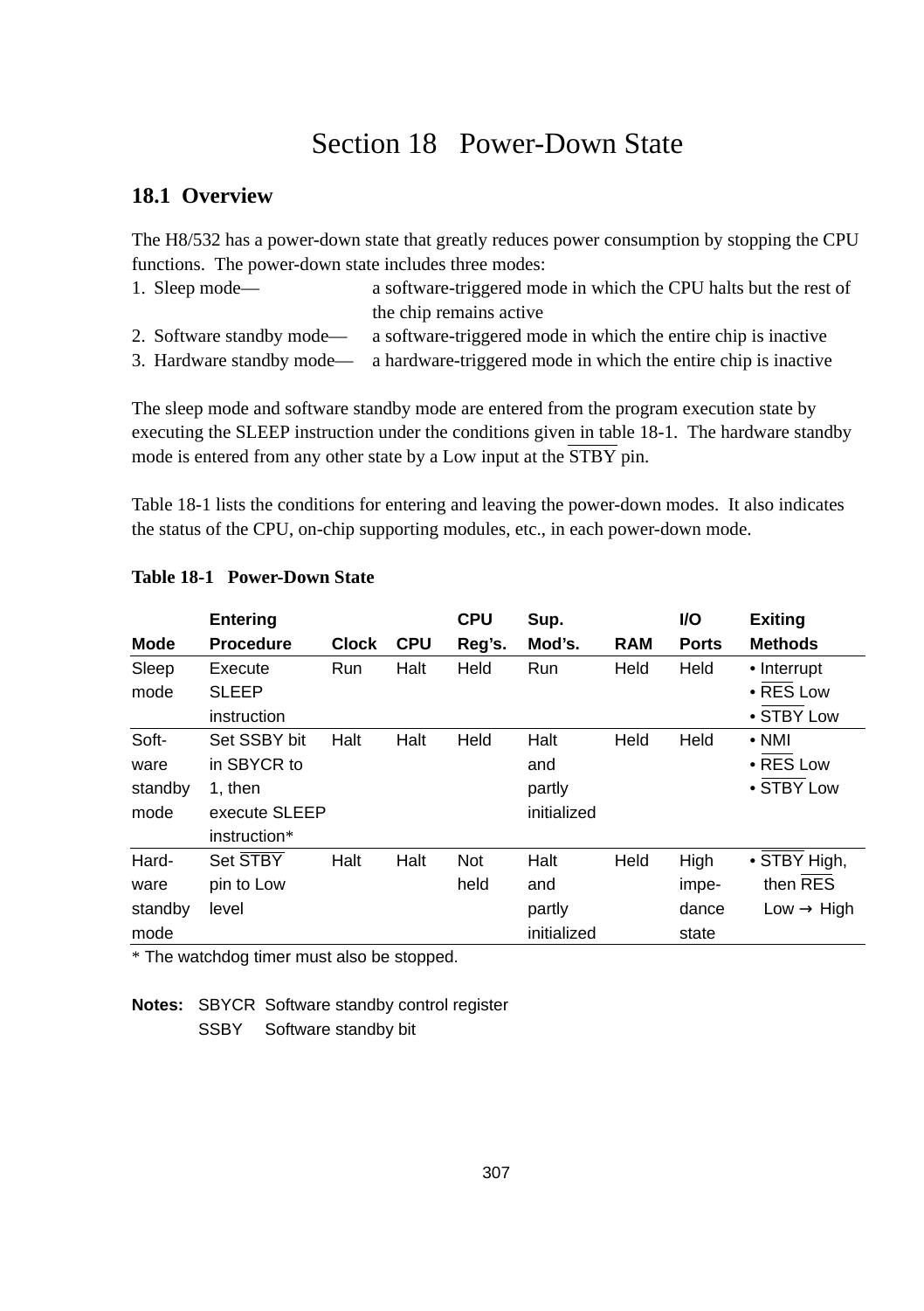# Section 18 Power-Down State

## 18.1 Overview

The H8/532 has a power-down state that greatly reduces power consumption by stopping the CPU functions. The power-down state includes three modes:

1. Sleep mode— a software-triggered mode in which the CPU halts but the rest of the chip remains active
2. Software standby mode— a software-triggered mode in which the entire chip is inactive
3. Hardware standby mode— a hardware-triggered mode in which the entire chip is inactive

The sleep mode and software standby mode are entered from the program execution state by executing the SLEEP instruction under the conditions given in table 18-1. The hardware standby mode is entered from any other state by a Low input at the $\overline{\text{STBY}}$ pin.

Table 18-1 lists the conditions for entering and leaving the power-down modes. It also indicates the status of the CPU, on-chip supporting modules, etc., in each power-down mode.

**Table 18-1 Power-Down State**

| Mode | Entering Procedure | Clock | CPU | CPU Reg's. | Sup. Mod's. | RAM | I/O Ports | Exiting Methods |
|---|---|---|---|---|---|---|---|---|
| Sleep mode | Execute SLEEP instruction | Run | Halt | Held | Run | Held | Held | • Interrupt<br>• $\overline{\text{RES}}$ Low<br>• $\overline{\text{STBY}}$ Low |
| Software standby mode | Set SSBY bit in SBYCR to 1, then execute SLEEP instruction* | Halt | Halt | Held | Halt and partly initialized | Held | Held | • NMI<br>• $\overline{\text{RES}}$ Low<br>• $\overline{\text{STBY}}$ Low |
| Hardware standby mode | Set $\overline{\text{STBY}}$ pin to Low level | Halt | Halt | Not held | Halt and partly initialized | Held | High impedance state | • $\overline{\text{STBY}}$ High, then $\overline{\text{RES}}$ Low → High |

\* The watchdog timer must also be stopped.

**Notes:** SBYCR Software standby control register
SSBY Software standby bit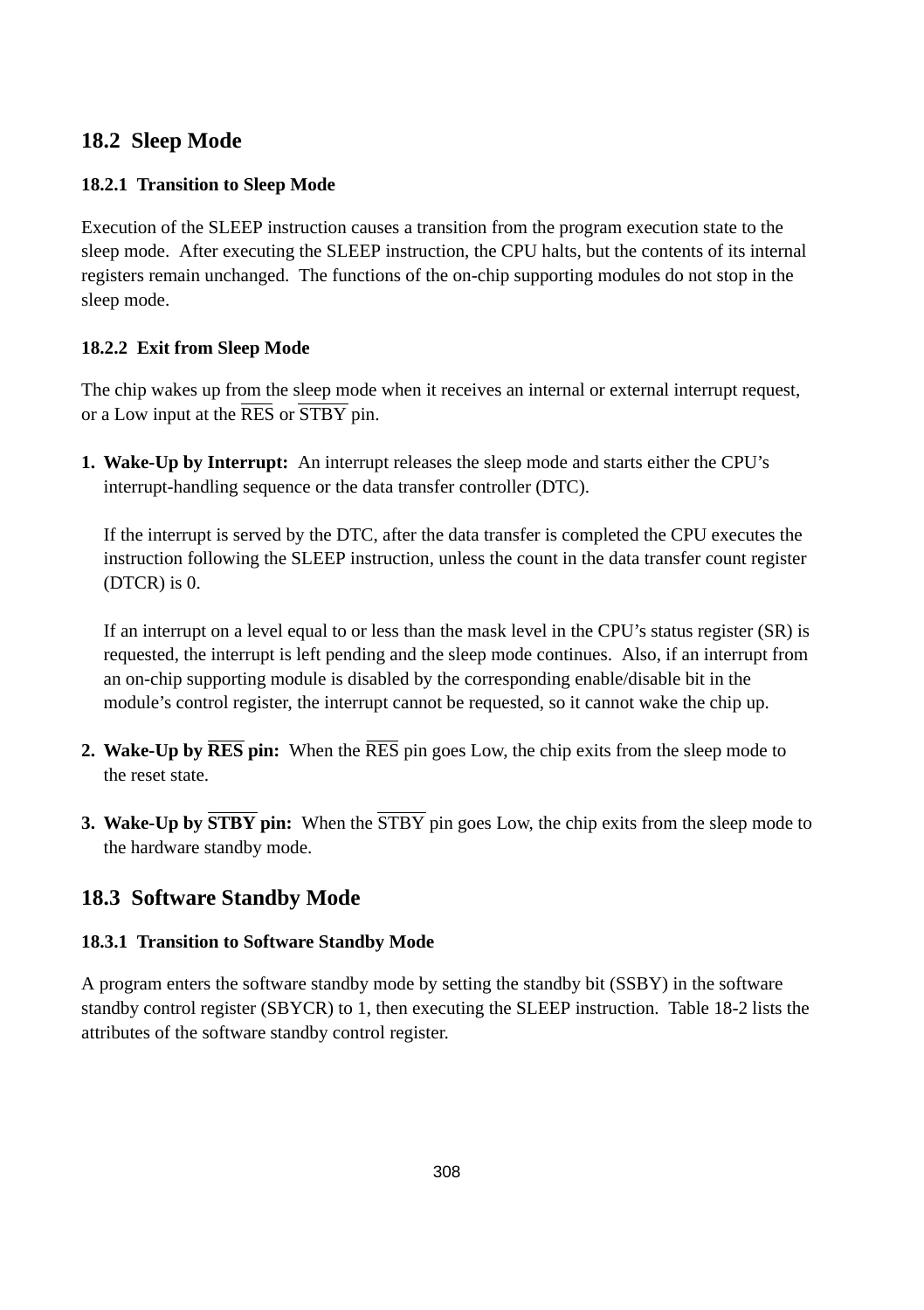## 18.2 Sleep Mode

### 18.2.1 Transition to Sleep Mode

Execution of the SLEEP instruction causes a transition from the program execution state to the sleep mode. After executing the SLEEP instruction, the CPU halts, but the contents of its internal registers remain unchanged. The functions of the on-chip supporting modules do not stop in the sleep mode.

### 18.2.2 Exit from Sleep Mode

The chip wakes up from the sleep mode when it receives an internal or external interrupt request, or a Low input at the $\overline{\text{RES}}$ or $\overline{\text{STBY}}$ pin.

1. **Wake-Up by Interrupt:** An interrupt releases the sleep mode and starts either the CPU's interrupt-handling sequence or the data transfer controller (DTC).

   If the interrupt is served by the DTC, after the data transfer is completed the CPU executes the instruction following the SLEEP instruction, unless the count in the data transfer count register (DTCR) is 0.

   If an interrupt on a level equal to or less than the mask level in the CPU's status register (SR) is requested, the interrupt is left pending and the sleep mode continues. Also, if an interrupt from an on-chip supporting module is disabled by the corresponding enable/disable bit in the module's control register, the interrupt cannot be requested, so it cannot wake the chip up.

2. **Wake-Up by $\overline{\text{RES}}$ pin:** When the $\overline{\text{RES}}$ pin goes Low, the chip exits from the sleep mode to the reset state.

3. **Wake-Up by $\overline{\text{STBY}}$ pin:** When the $\overline{\text{STBY}}$ pin goes Low, the chip exits from the sleep mode to the hardware standby mode.

## 18.3 Software Standby Mode

### 18.3.1 Transition to Software Standby Mode

A program enters the software standby mode by setting the standby bit (SSBY) in the software standby control register (SBYCR) to 1, then executing the SLEEP instruction. Table 18-2 lists the attributes of the software standby control register.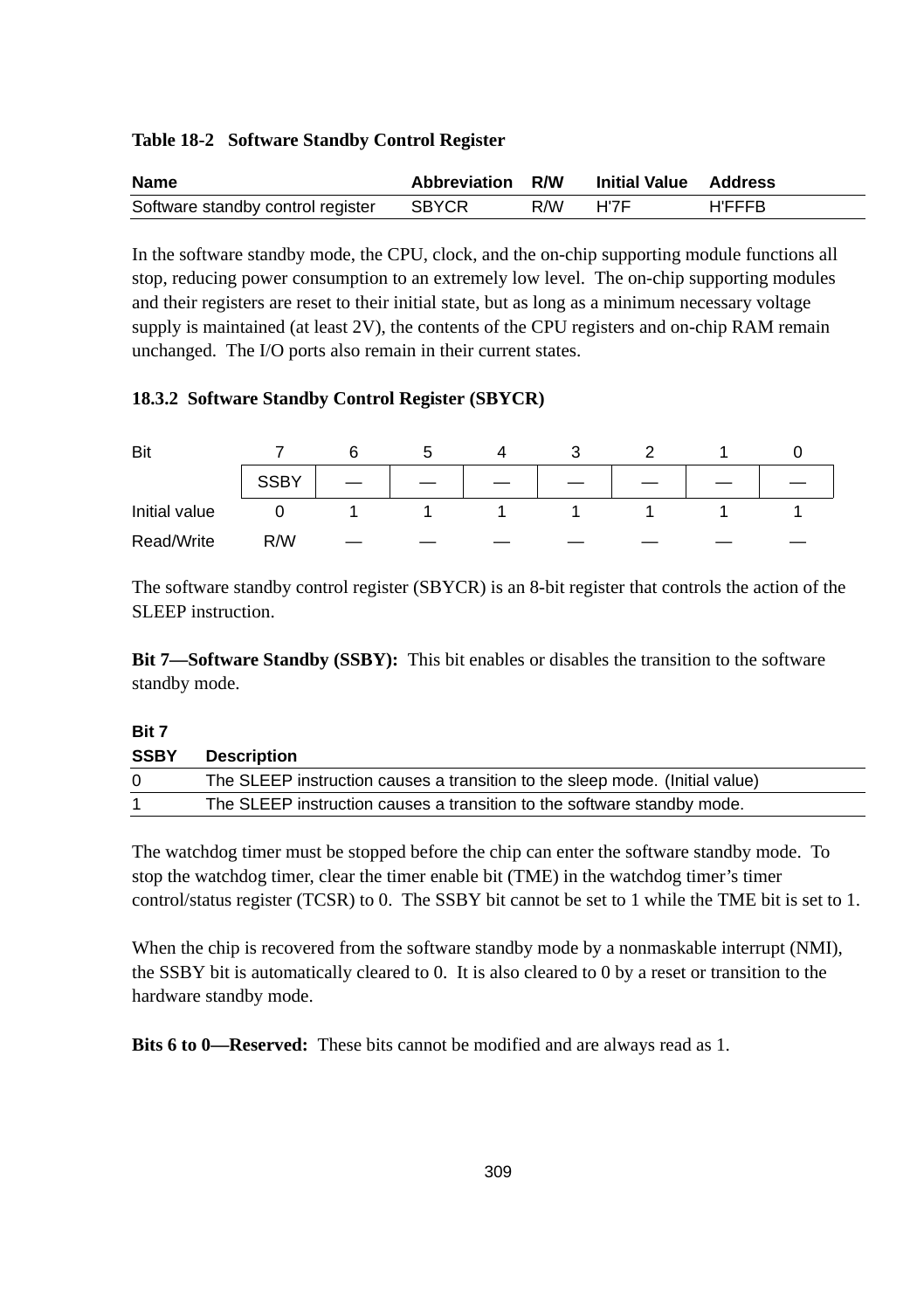**Table 18-2 Software Standby Control Register**

| Name | Abbreviation | R/W | Initial Value | Address |
|---|---|---|---|---|
| Software standby control register | SBYCR | R/W | H'7F | H'FFFB |

In the software standby mode, the CPU, clock, and the on-chip supporting module functions all stop, reducing power consumption to an extremely low level. The on-chip supporting modules and their registers are reset to their initial state, but as long as a minimum necessary voltage supply is maintained (at least 2V), the contents of the CPU registers and on-chip RAM remain unchanged. The I/O ports also remain in their current states.

### 18.3.2 Software Standby Control Register (SBYCR)

| Bit | 7 | 6 | 5 | 4 | 3 | 2 | 1 | 0 |
|---|---|---|---|---|---|---|---|---|
| | SSBY | — | — | — | — | — | — | — |
| Initial value | 0 | 1 | 1 | 1 | 1 | 1 | 1 | 1 |
| Read/Write | R/W | — | — | — | — | — | — | — |

The software standby control register (SBYCR) is an 8-bit register that controls the action of the SLEEP instruction.

**Bit 7—Software Standby (SSBY):** This bit enables or disables the transition to the software standby mode.

| Bit 7 SSBY | Description |
|---|---|
| 0 | The SLEEP instruction causes a transition to the sleep mode. (Initial value) |
| 1 | The SLEEP instruction causes a transition to the software standby mode. |

The watchdog timer must be stopped before the chip can enter the software standby mode. To stop the watchdog timer, clear the timer enable bit (TME) in the watchdog timer's timer control/status register (TCSR) to 0. The SSBY bit cannot be set to 1 while the TME bit is set to 1.

When the chip is recovered from the software standby mode by a nonmaskable interrupt (NMI), the SSBY bit is automatically cleared to 0. It is also cleared to 0 by a reset or transition to the hardware standby mode.

**Bits 6 to 0—Reserved:** These bits cannot be modified and are always read as 1.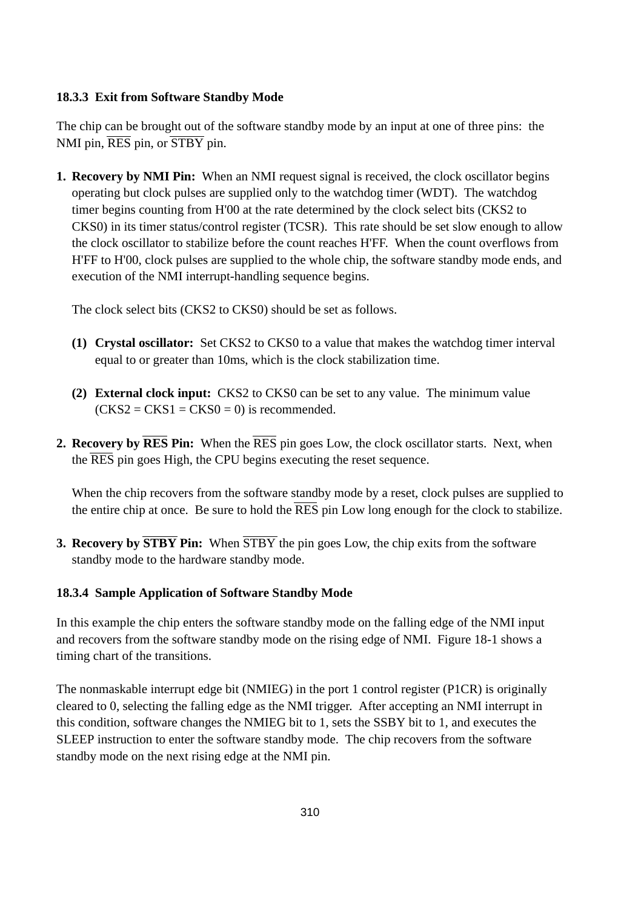### 18.3.3 Exit from Software Standby Mode

The chip can be brought out of the software standby mode by an input at one of three pins: the NMI pin, $\overline{\text{RES}}$ pin, or $\overline{\text{STBY}}$ pin.

1. **Recovery by NMI Pin:** When an NMI request signal is received, the clock oscillator begins operating but clock pulses are supplied only to the watchdog timer (WDT). The watchdog timer begins counting from H'00 at the rate determined by the clock select bits (CKS2 to CKS0) in its timer status/control register (TCSR). This rate should be set slow enough to allow the clock oscillator to stabilize before the count reaches H'FF. When the count overflows from H'FF to H'00, clock pulses are supplied to the whole chip, the software standby mode ends, and execution of the NMI interrupt-handling sequence begins.

   The clock select bits (CKS2 to CKS0) should be set as follows.

   **(1) Crystal oscillator:** Set CKS2 to CKS0 to a value that makes the watchdog timer interval equal to or greater than 10ms, which is the clock stabilization time.

   **(2) External clock input:** CKS2 to CKS0 can be set to any value. The minimum value (CKS2 = CKS1 = CKS0 = 0) is recommended.

2. **Recovery by $\overline{\text{RES}}$ Pin:** When the $\overline{\text{RES}}$ pin goes Low, the clock oscillator starts. Next, when the $\overline{\text{RES}}$ pin goes High, the CPU begins executing the reset sequence.

   When the chip recovers from the software standby mode by a reset, clock pulses are supplied to the entire chip at once. Be sure to hold the $\overline{\text{RES}}$ pin Low long enough for the clock to stabilize.

3. **Recovery by $\overline{\text{STBY}}$ Pin:** When $\overline{\text{STBY}}$ the pin goes Low, the chip exits from the software standby mode to the hardware standby mode.

### 18.3.4 Sample Application of Software Standby Mode

In this example the chip enters the software standby mode on the falling edge of the NMI input and recovers from the software standby mode on the rising edge of NMI. Figure 18-1 shows a timing chart of the transitions.

The nonmaskable interrupt edge bit (NMIEG) in the port 1 control register (P1CR) is originally cleared to 0, selecting the falling edge as the NMI trigger. After accepting an NMI interrupt in this condition, software changes the NMIEG bit to 1, sets the SSBY bit to 1, and executes the SLEEP instruction to enter the software standby mode. The chip recovers from the software standby mode on the next rising edge at the NMI pin.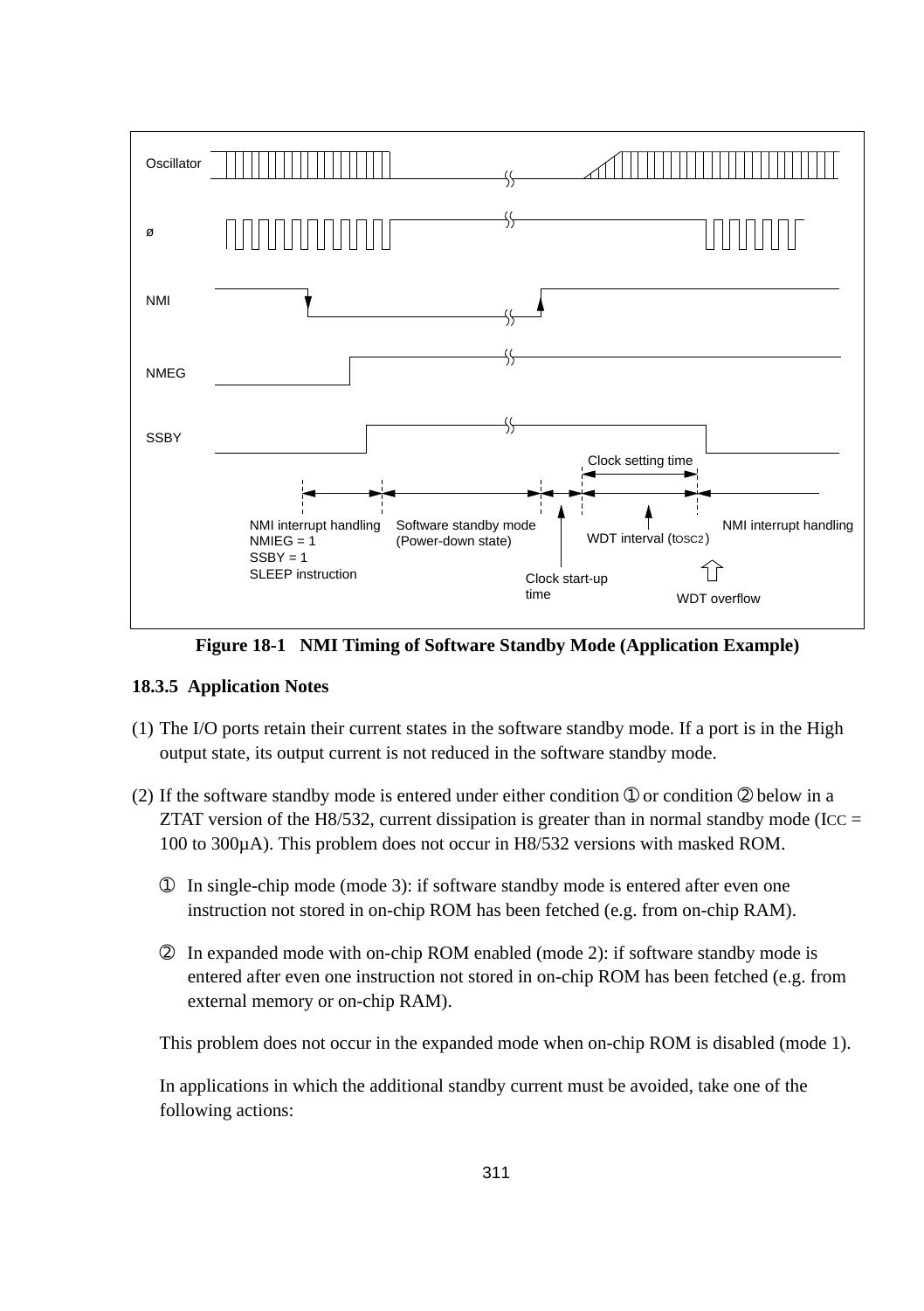Figure 18-1   NMI Timing of Software Standby Mode (Application Example)

### 18.3.5 Application Notes

(1) The I/O ports retain their current states in the software standby mode. If a port is in the High output state, its output current is not reduced in the software standby mode.

(2) If the software standby mode is entered under either condition ① or condition ② below in a ZTAT version of the H8/532, current dissipation is greater than in normal standby mode ($I_{CC}$ = 100 to 300µA). This problem does not occur in H8/532 versions with masked ROM.

① In single-chip mode (mode 3): if software standby mode is entered after even one instruction not stored in on-chip ROM has been fetched (e.g. from on-chip RAM).

② In expanded mode with on-chip ROM enabled (mode 2): if software standby mode is entered after even one instruction not stored in on-chip ROM has been fetched (e.g. from external memory or on-chip RAM).

This problem does not occur in the expanded mode when on-chip ROM is disabled (mode 1).

In applications in which the additional standby current must be avoided, take one of the following actions: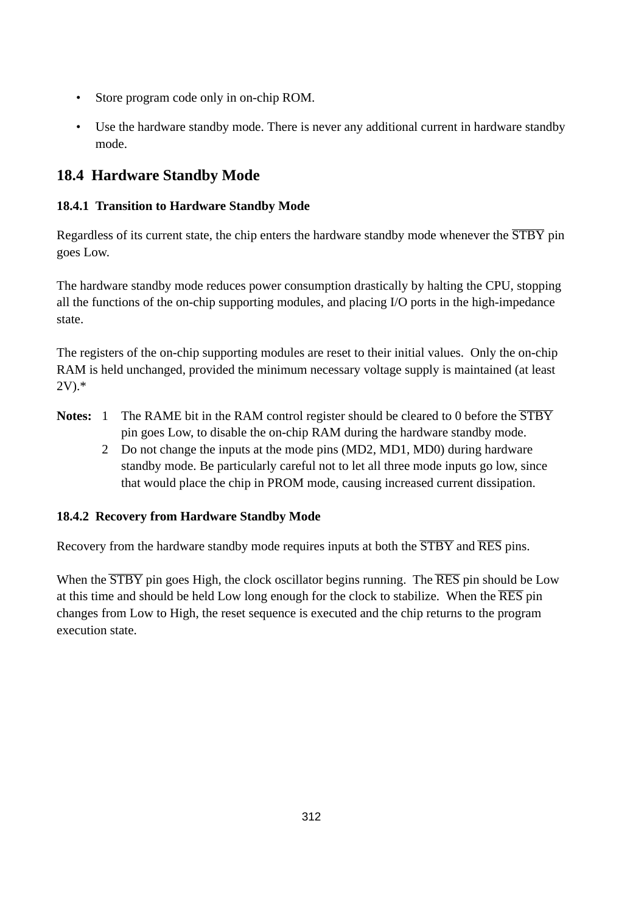- Store program code only in on-chip ROM.
- Use the hardware standby mode. There is never any additional current in hardware standby mode.

## 18.4 Hardware Standby Mode

### 18.4.1 Transition to Hardware Standby Mode

Regardless of its current state, the chip enters the hardware standby mode whenever the $\overline{\text{STBY}}$ pin goes Low.

The hardware standby mode reduces power consumption drastically by halting the CPU, stopping all the functions of the on-chip supporting modules, and placing I/O ports in the high-impedance state.

The registers of the on-chip supporting modules are reset to their initial values. Only the on-chip RAM is held unchanged, provided the minimum necessary voltage supply is maintained (at least 2V).*

**Notes:** 1 The RAME bit in the RAM control register should be cleared to 0 before the $\overline{\text{STBY}}$ pin goes Low, to disable the on-chip RAM during the hardware standby mode.

2 Do not change the inputs at the mode pins (MD2, MD1, MD0) during hardware standby mode. Be particularly careful not to let all three mode inputs go low, since that would place the chip in PROM mode, causing increased current dissipation.

### 18.4.2 Recovery from Hardware Standby Mode

Recovery from the hardware standby mode requires inputs at both the $\overline{\text{STBY}}$ and $\overline{\text{RES}}$ pins.

When the $\overline{\text{STBY}}$ pin goes High, the clock oscillator begins running. The $\overline{\text{RES}}$ pin should be Low at this time and should be held Low long enough for the clock to stabilize. When the $\overline{\text{RES}}$ pin changes from Low to High, the reset sequence is executed and the chip returns to the program execution state.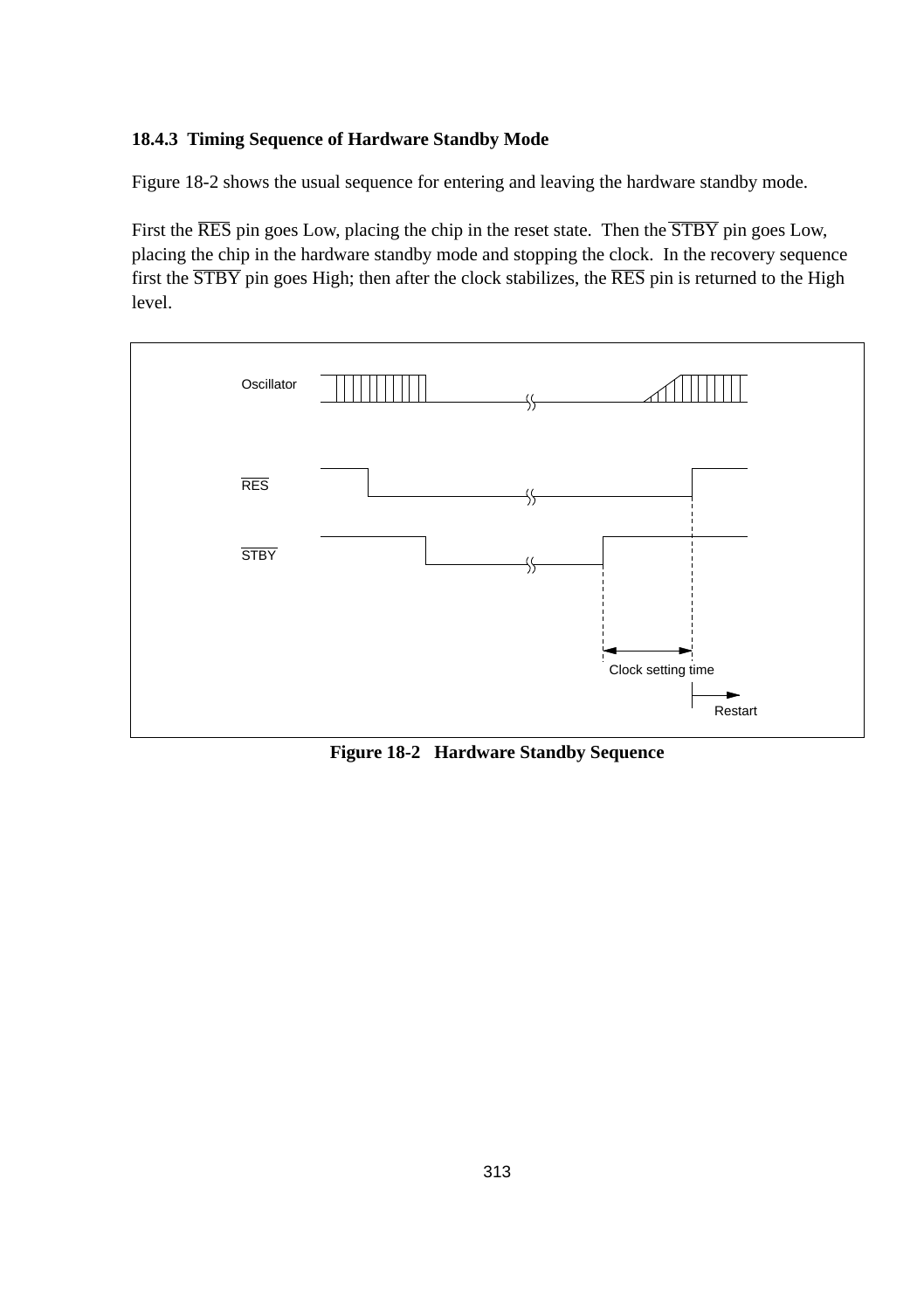### 18.4.3 Timing Sequence of Hardware Standby Mode

Figure 18-2 shows the usual sequence for entering and leaving the hardware standby mode.

First the $\overline{\text{RES}}$ pin goes Low, placing the chip in the reset state. Then the $\overline{\text{STBY}}$ pin goes Low, placing the chip in the hardware standby mode and stopping the clock. In the recovery sequence first the $\overline{\text{STBY}}$ pin goes High; then after the clock stabilizes, the $\overline{\text{RES}}$ pin is returned to the High level.

Oscillator

$\overline{\text{RES}}$

$\overline{\text{STBY}}$

Clock setting time

Restart

**Figure 18-2 Hardware Standby Sequence**